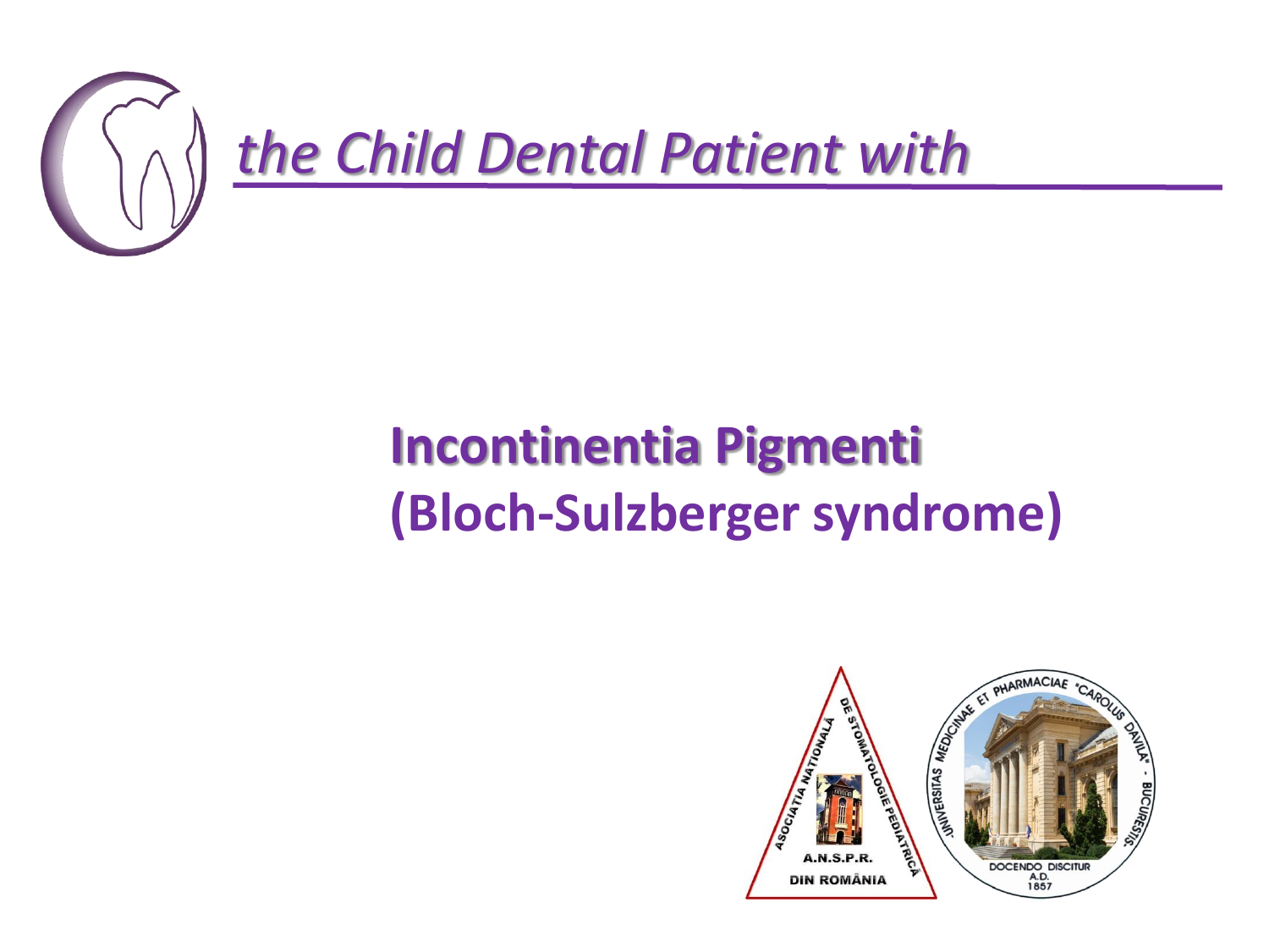*the Child Dental Patient with*

# Incontinentia Pigmenti (Bloch-Sulzberger syndrome)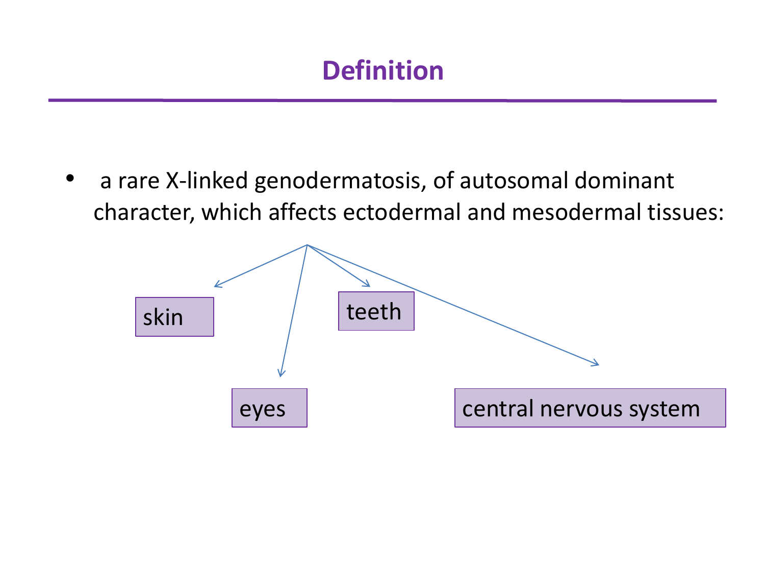# Definition

- a rare X-linked genodermatosis, of autosomal dominant character, which affects ectodermal and mesodermal tissues:
  - skin
  - eyes
  - teeth
  - central nervous system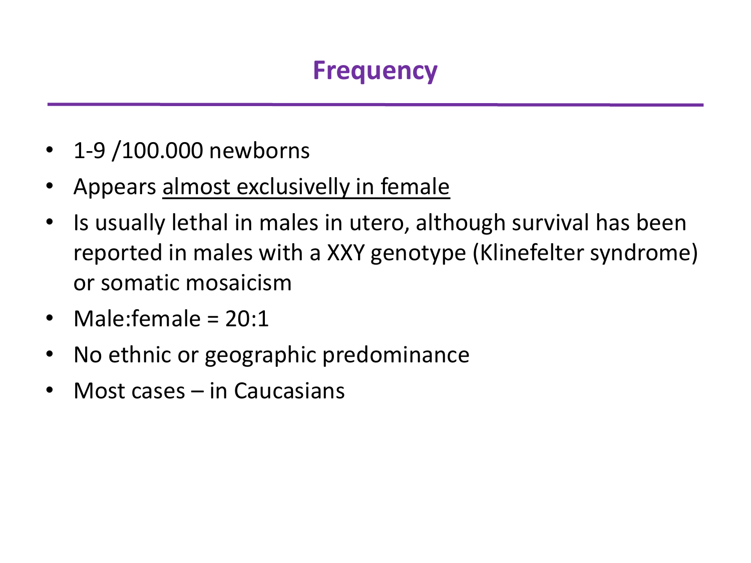# Frequency

- 1-9 /100.000 newborns
- Appears <u>almost exclusivelly in female</u>
- Is usually lethal in males in utero, although survival has been reported in males with a XXY genotype (Klinefelter syndrome) or somatic mosaicism
- Male:female = 20:1
- No ethnic or geographic predominance
- Most cases – in Caucasians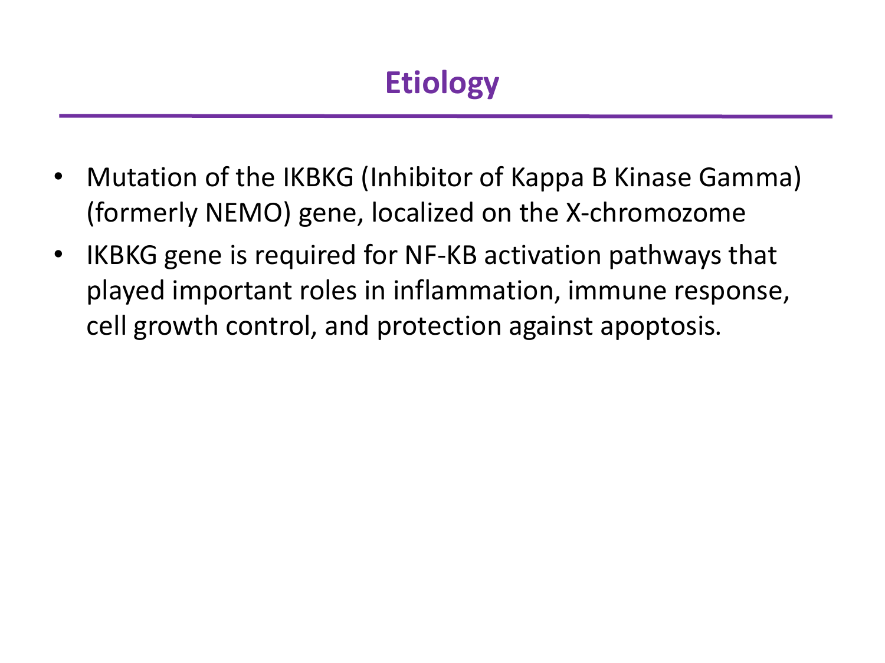# Etiology

- Mutation of the IKBKG (Inhibitor of Kappa B Kinase Gamma) (formerly NEMO) gene, localized on the X-chromozome
- IKBKG gene is required for NF-KB activation pathways that played important roles in inflammation, immune response, cell growth control, and protection against apoptosis.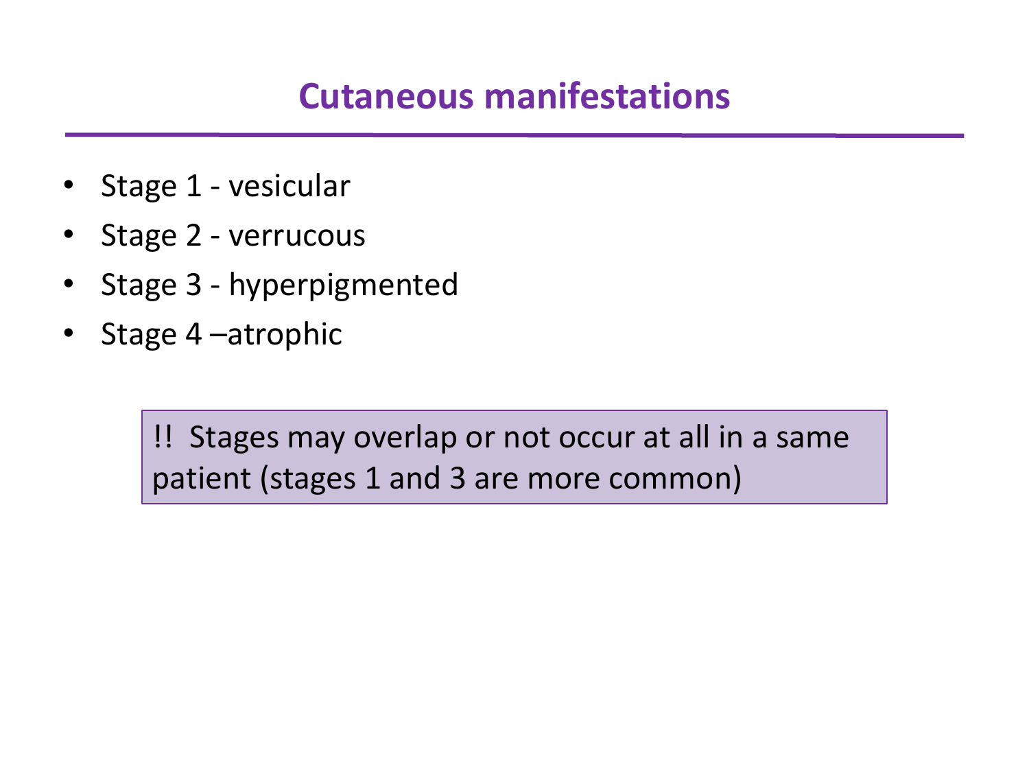# Cutaneous manifestations

- Stage 1 - vesicular
- Stage 2 - verrucous
- Stage 3 - hyperpigmented
- Stage 4 –atrophic

!! Stages may overlap or not occur at all in a same patient (stages 1 and 3 are more common)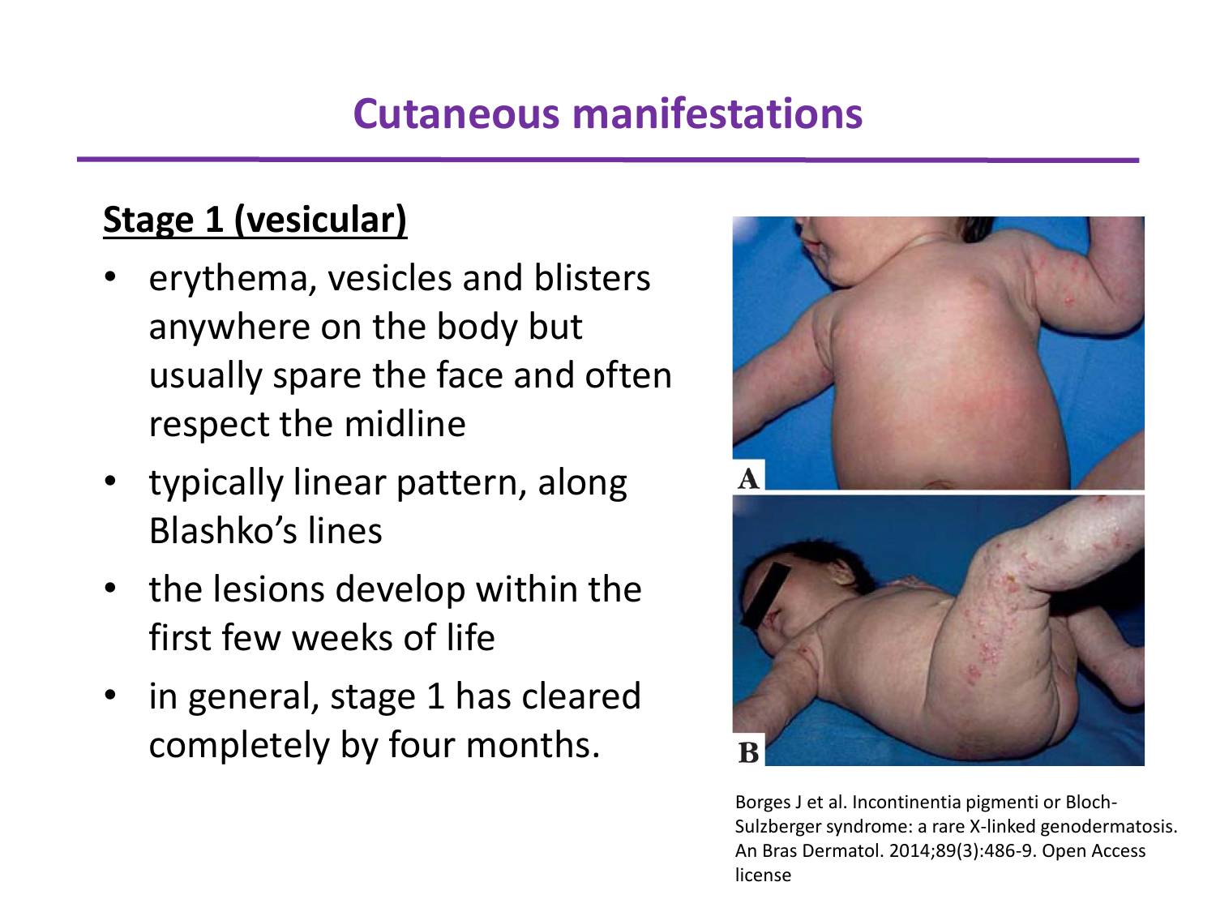# Cutaneous manifestations

## Stage 1 (vesicular)

- erythema, vesicles and blisters anywhere on the body but usually spare the face and often respect the midline
- typically linear pattern, along Blashko's lines
- the lesions develop within the first few weeks of life
- in general, stage 1 has cleared completely by four months.

A

B

Borges J et al. Incontinentia pigmenti or Bloch-Sulzberger syndrome: a rare X-linked genodermatosis. An Bras Dermatol. 2014;89(3):486-9. Open Access license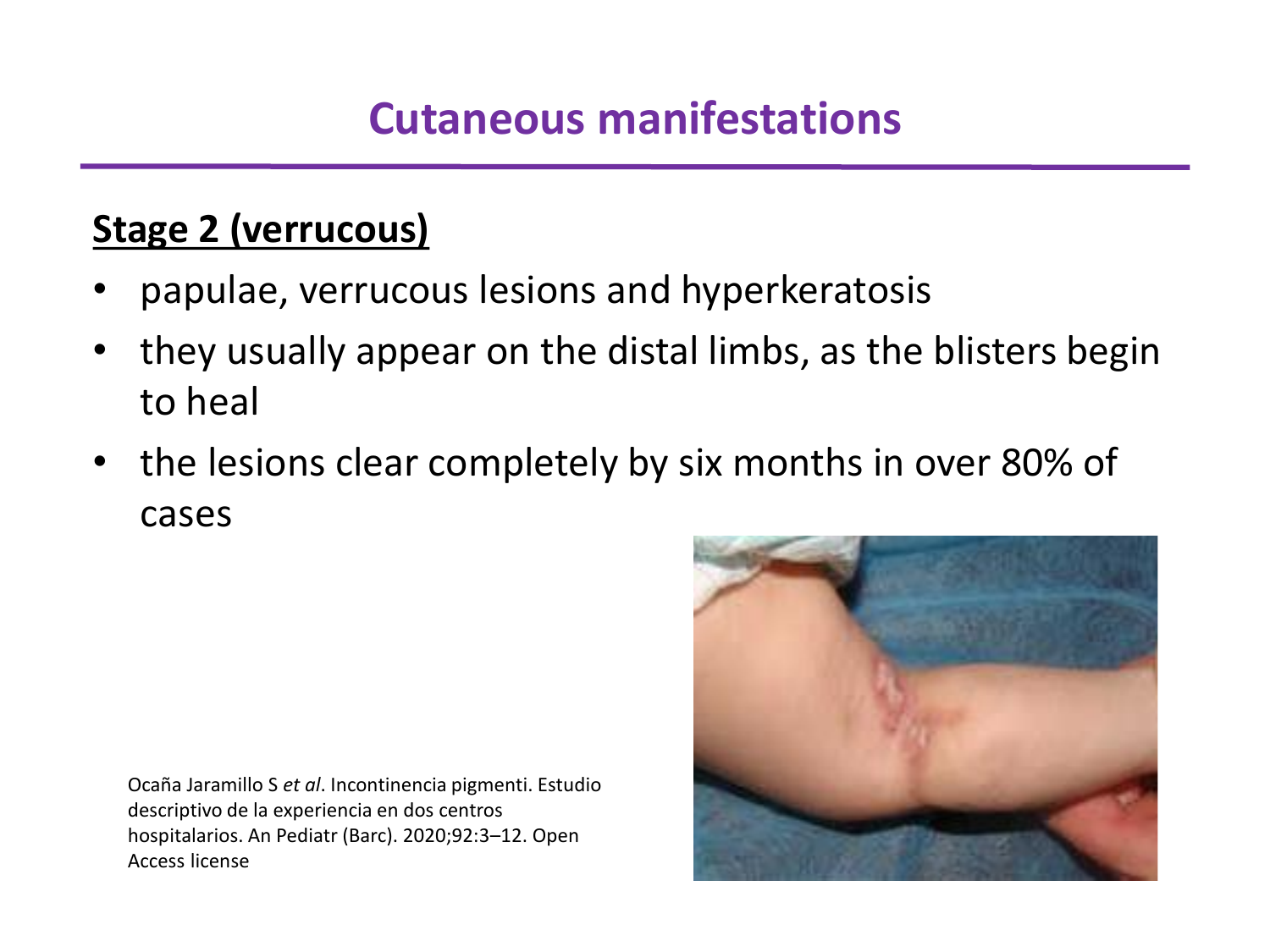# Cutaneous manifestations

## Stage 2 (verrucous)

- papulae, verrucous lesions and hyperkeratosis
- they usually appear on the distal limbs, as the blisters begin to heal
- the lesions clear completely by six months in over 80% of cases

Ocaña Jaramillo S *et al*. Incontinencia pigmenti. Estudio descriptivo de la experiencia en dos centros hospitalarios. An Pediatr (Barc). 2020;92:3–12. Open Access license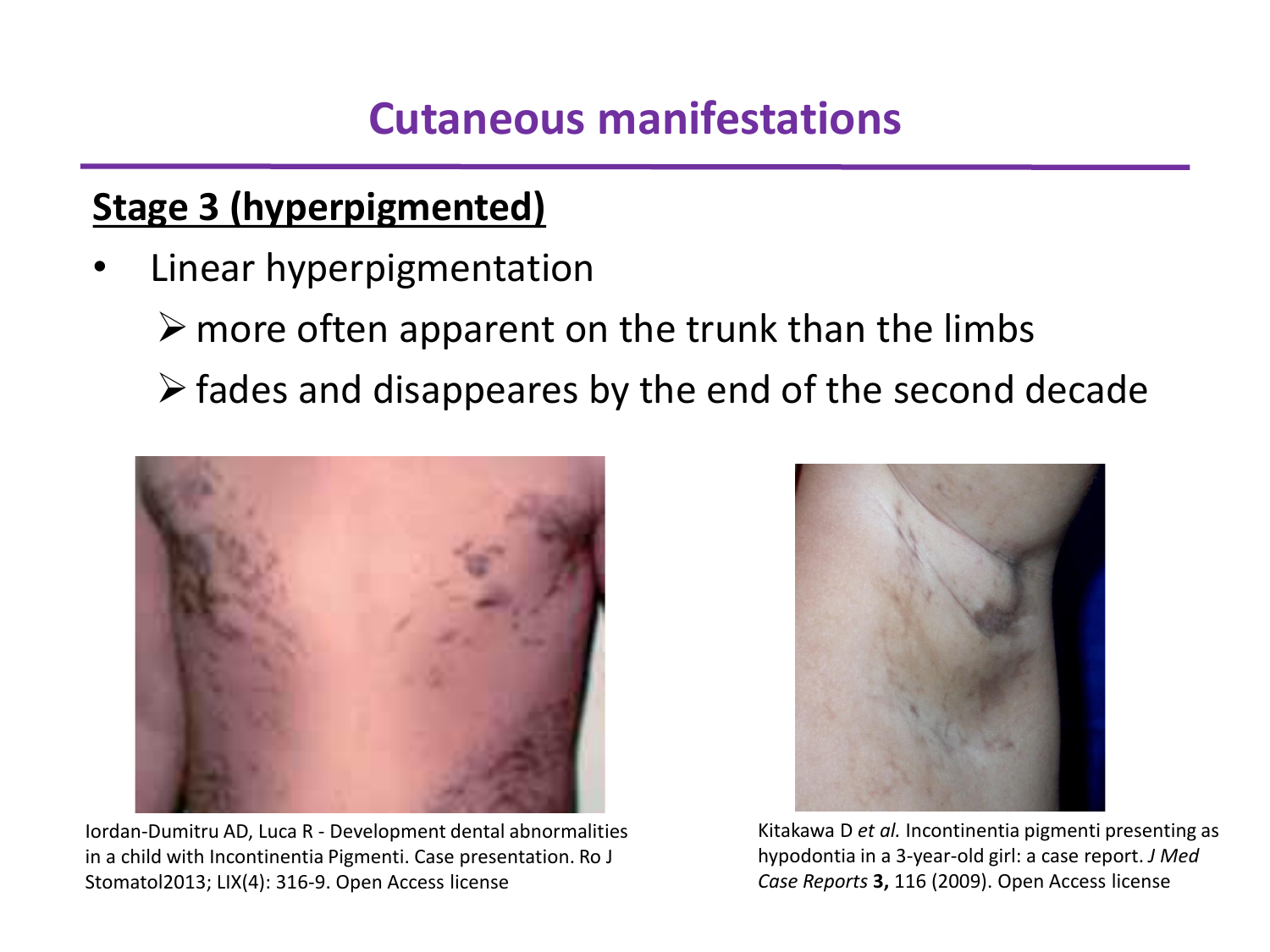# Cutaneous manifestations

## Stage 3 (hyperpigmented)

- Linear hyperpigmentation
  - more often apparent on the trunk than the limbs
  - fades and disappeares by the end of the second decade

Iordan-Dumitru AD, Luca R - Development dental abnormalities in a child with Incontinentia Pigmenti. Case presentation. Ro J Stomatol2013; LIX(4): 316-9. Open Access license

Kitakawa D *et al.* Incontinentia pigmenti presenting as hypodontia in a 3-year-old girl: a case report. *J Med Case Reports* **3,** 116 (2009). Open Access license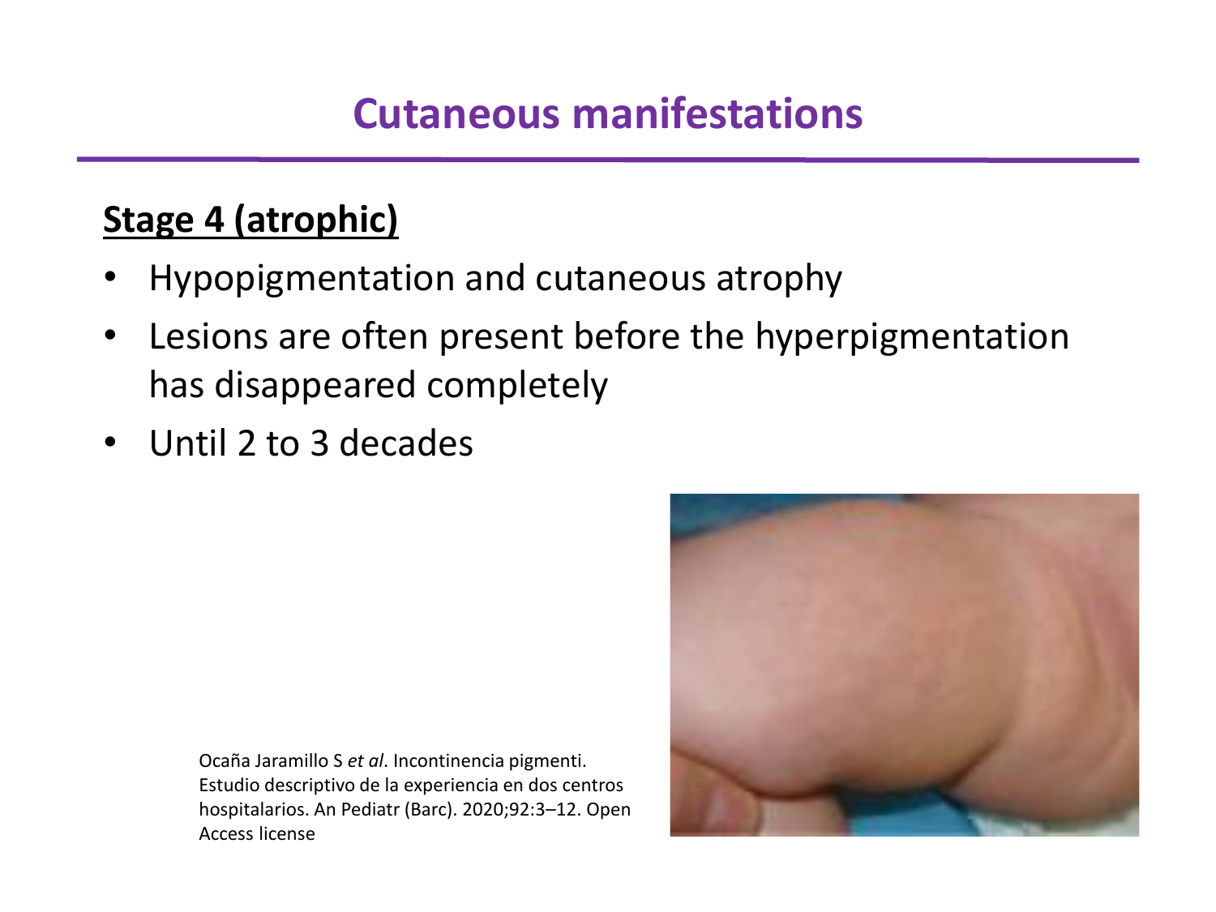# Cutaneous manifestations

## Stage 4 (atrophic)

- Hypopigmentation and cutaneous atrophy
- Lesions are often present before the hyperpigmentation has disappeared completely
- Until 2 to 3 decades

Ocaña Jaramillo S *et al*. Incontinencia pigmenti. Estudio descriptivo de la experiencia en dos centros hospitalarios. An Pediatr (Barc). 2020;92:3–12. Open Access license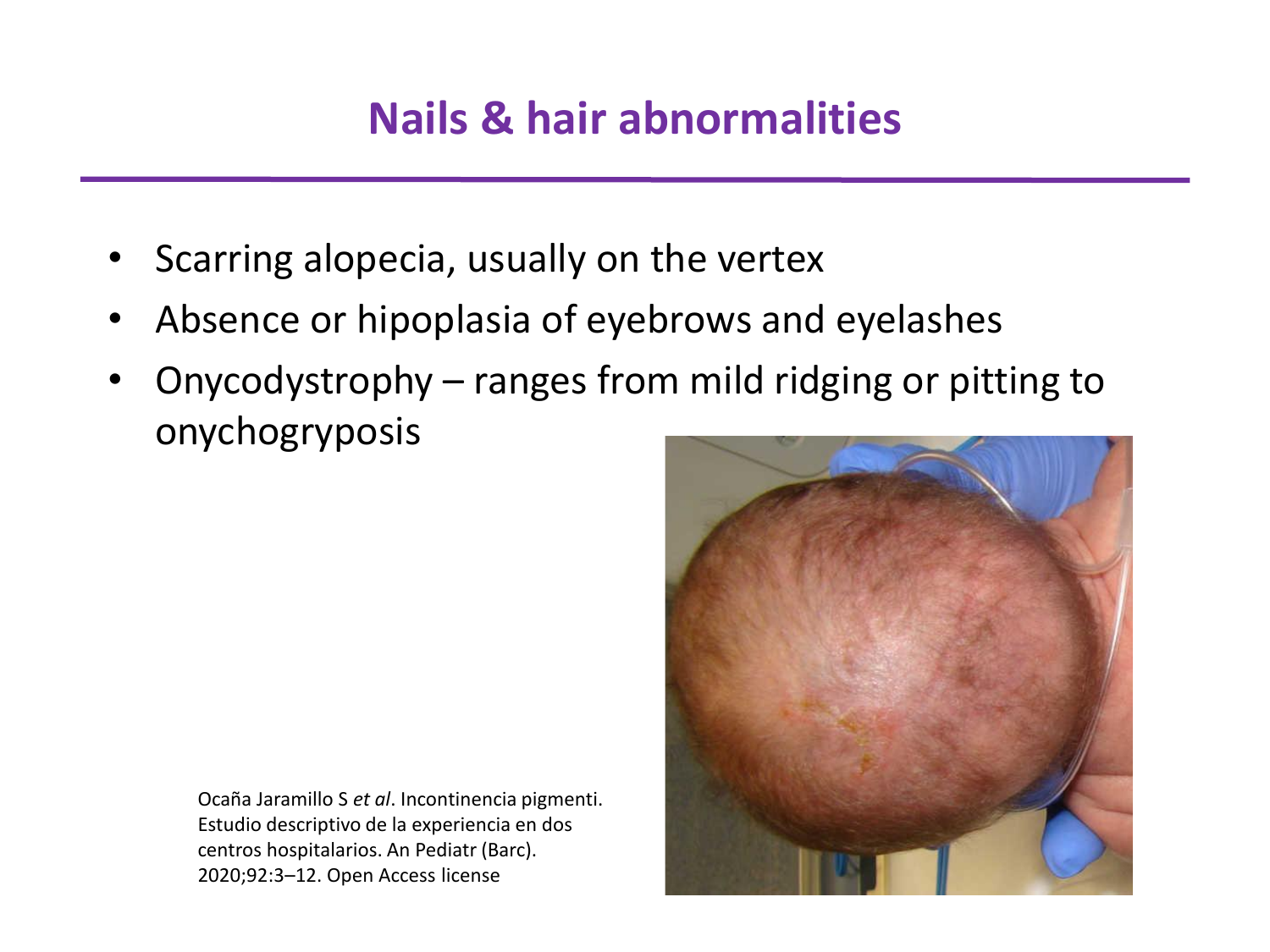# Nails & hair abnormalities

- Scarring alopecia, usually on the vertex
- Absence or hipoplasia of eyebrows and eyelashes
- Onycodystrophy – ranges from mild ridging or pitting to onychogryposis

Ocaña Jaramillo S *et al*. Incontinencia pigmenti. Estudio descriptivo de la experiencia en dos centros hospitalarios. An Pediatr (Barc). 2020;92:3–12. Open Access license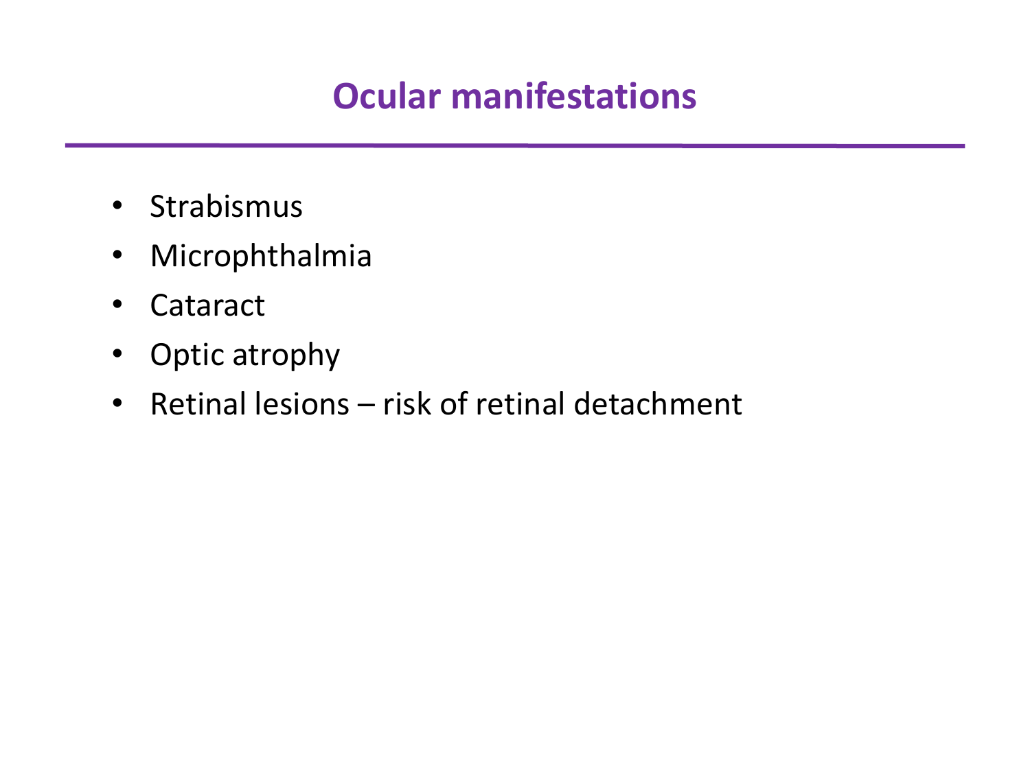# Ocular manifestations

- Strabismus
- Microphthalmia
- Cataract
- Optic atrophy
- Retinal lesions – risk of retinal detachment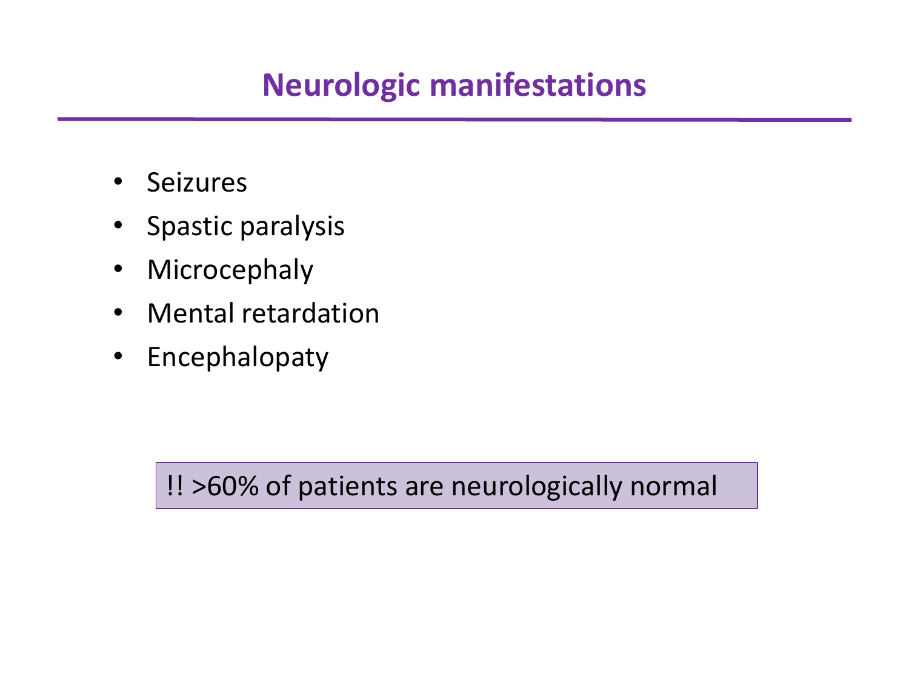# Neurologic manifestations

- Seizures
- Spastic paralysis
- Microcephaly
- Mental retardation
- Encephalopaty

!! >60% of patients are neurologically normal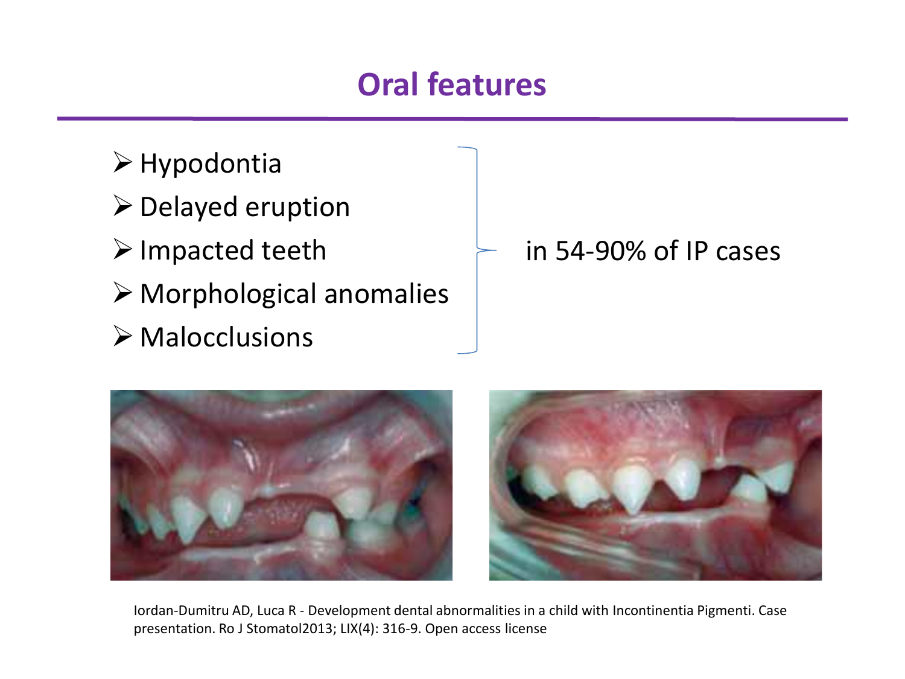## Oral features

- Hypodontia
- Delayed eruption
- Impacted teeth
- Morphological anomalies
- Malocclusions

} in 54-90% of IP cases

Iordan-Dumitru AD, Luca R - Development dental abnormalities in a child with Incontinentia Pigmenti. Case presentation. Ro J Stomatol2013; LIX(4): 316-9. Open access license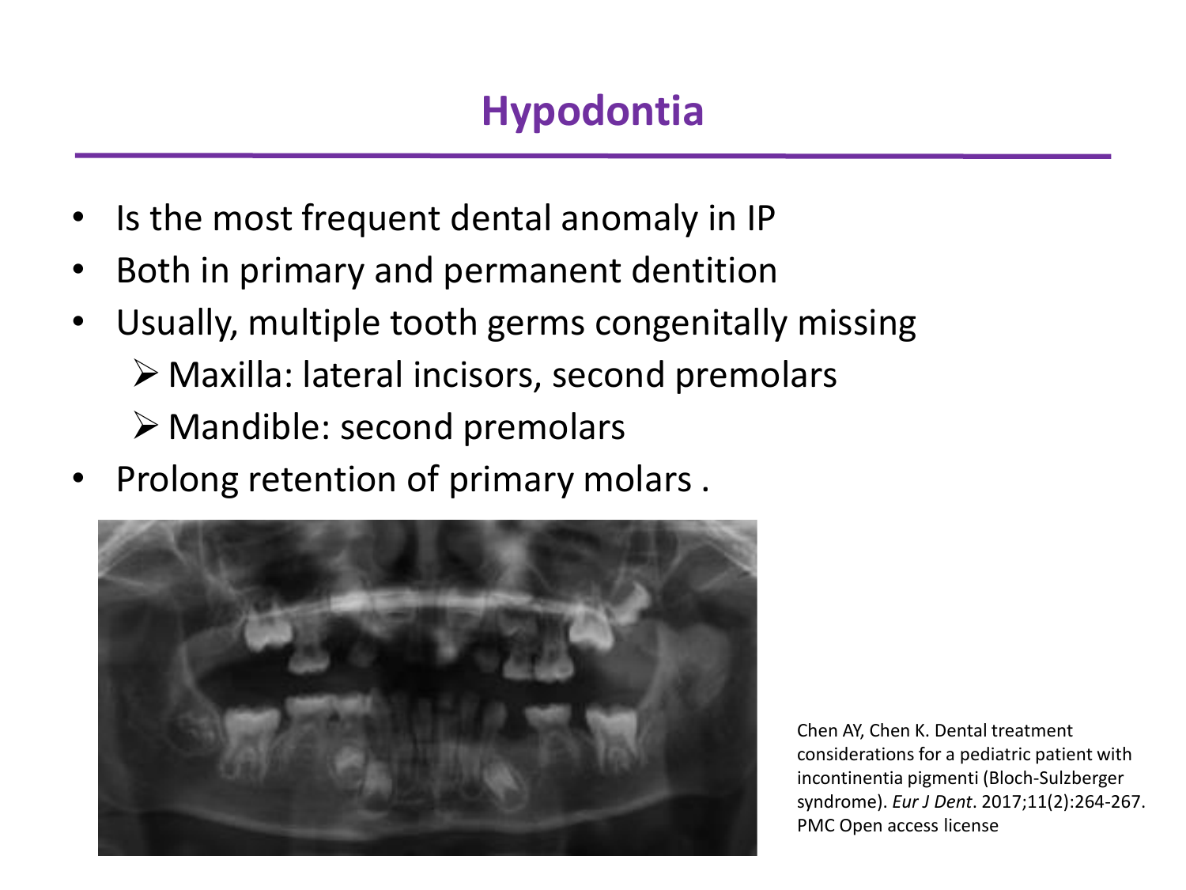# Hypodontia

- Is the most frequent dental anomaly in IP
- Both in primary and permanent dentition
- Usually, multiple tooth germs congenitally missing
  - Maxilla: lateral incisors, second premolars
  - Mandible: second premolars
- Prolong retention of primary molars .

Chen AY, Chen K. Dental treatment considerations for a pediatric patient with incontinentia pigmenti (Bloch-Sulzberger syndrome). *Eur J Dent*. 2017;11(2):264-267. PMC Open access license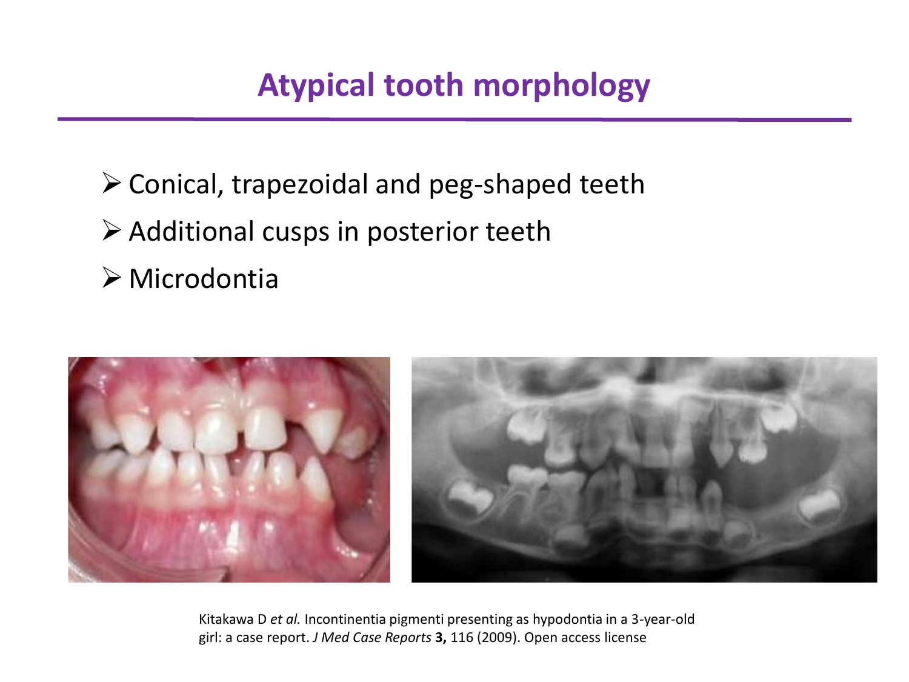# Atypical tooth morphology

- Conical, trapezoidal and peg-shaped teeth
- Additional cusps in posterior teeth
- Microdontia

Kitakawa D *et al.* Incontinentia pigmenti presenting as hypodontia in a 3-year-old girl: a case report. *J Med Case Reports* **3,** 116 (2009). Open access license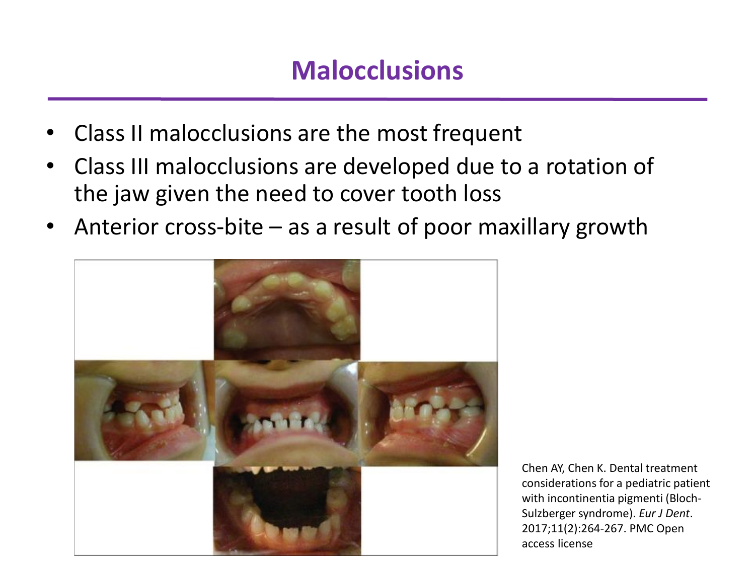# Malocclusions

- Class II malocclusions are the most frequent
- Class III malocclusions are developed due to a rotation of the jaw given the need to cover tooth loss
- Anterior cross-bite – as a result of poor maxillary growth

Chen AY, Chen K. Dental treatment considerations for a pediatric patient with incontinentia pigmenti (Bloch-Sulzberger syndrome). *Eur J Dent*. 2017;11(2):264-267. PMC Open access license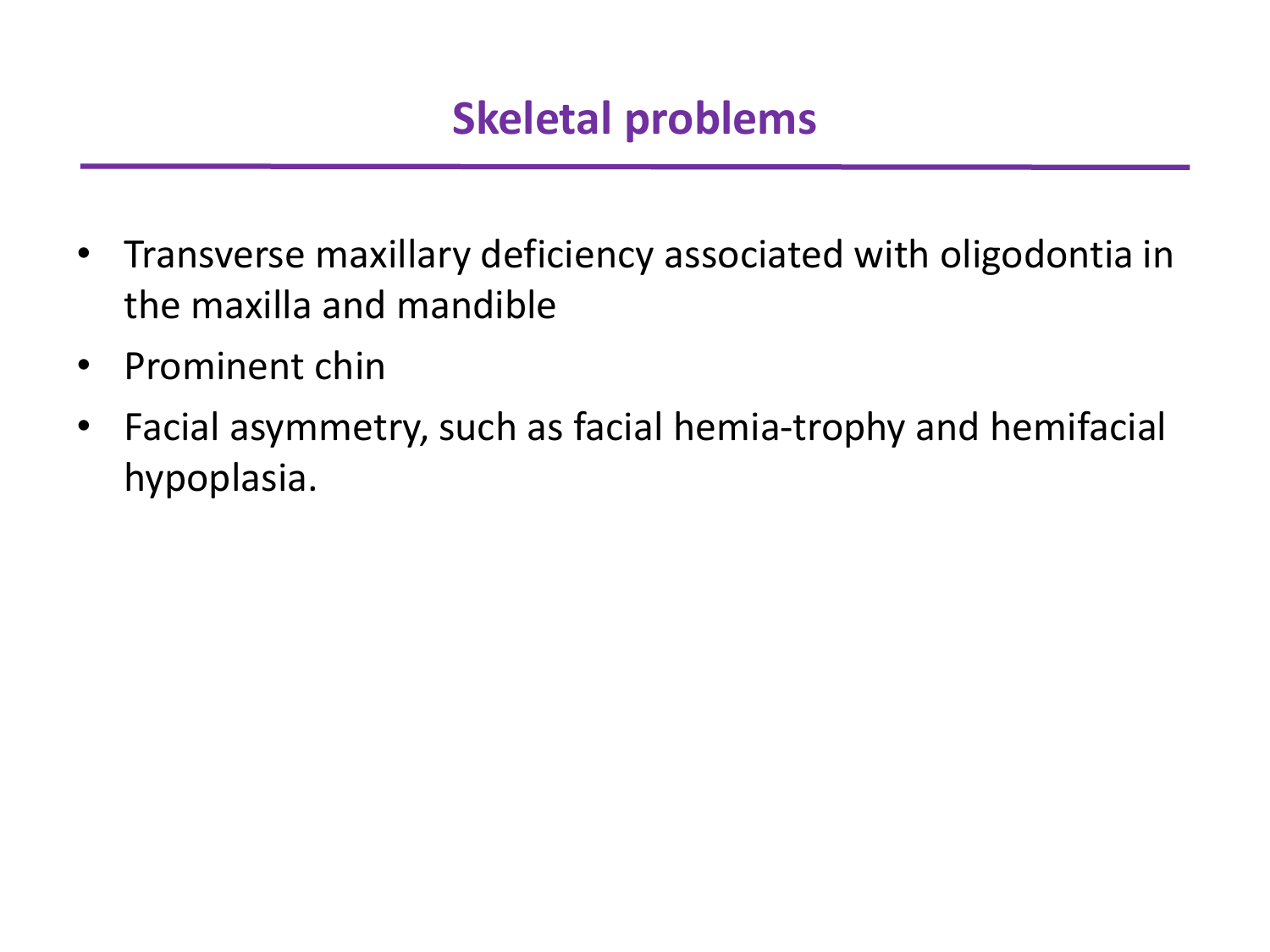# Skeletal problems

- Transverse maxillary deficiency associated with oligodontia in the maxilla and mandible
- Prominent chin
- Facial asymmetry, such as facial hemia-trophy and hemifacial hypoplasia.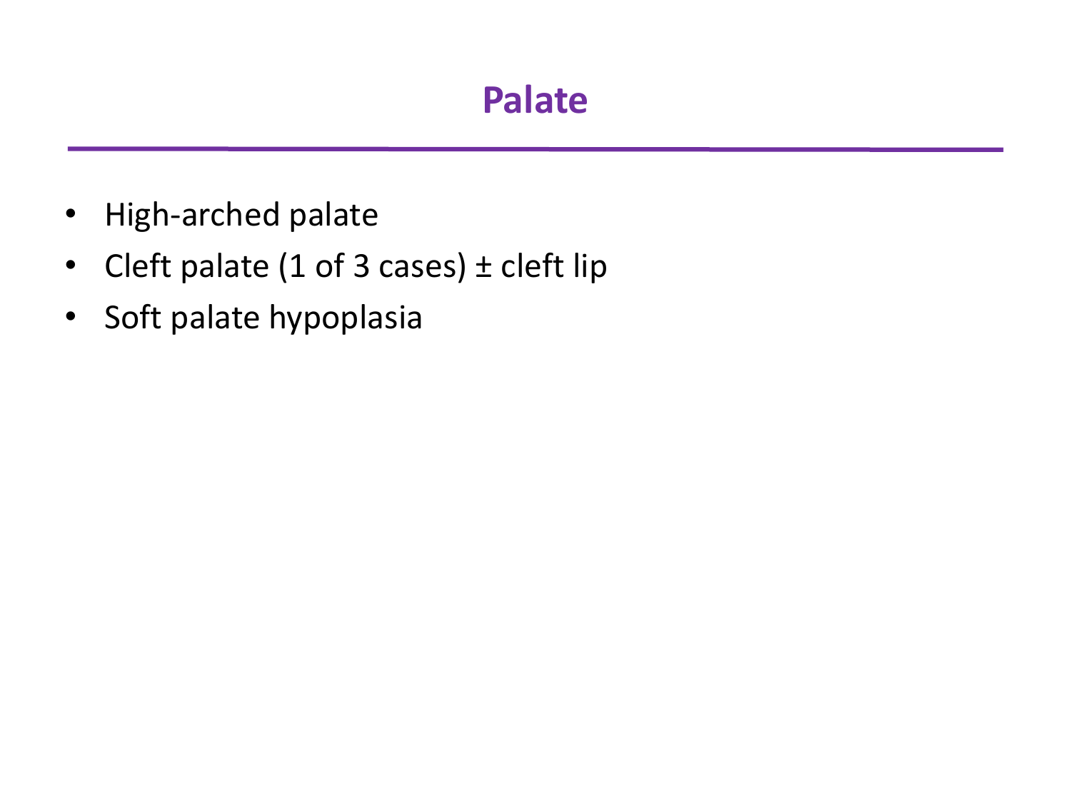# Palate

- High-arched palate
- Cleft palate (1 of 3 cases) ± cleft lip
- Soft palate hypoplasia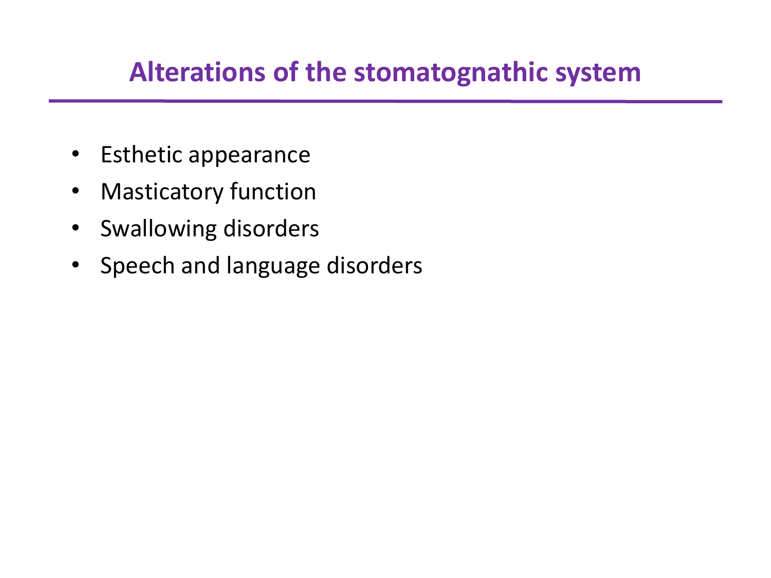# Alterations of the stomatognathic system

- Esthetic appearance
- Masticatory function
- Swallowing disorders
- Speech and language disorders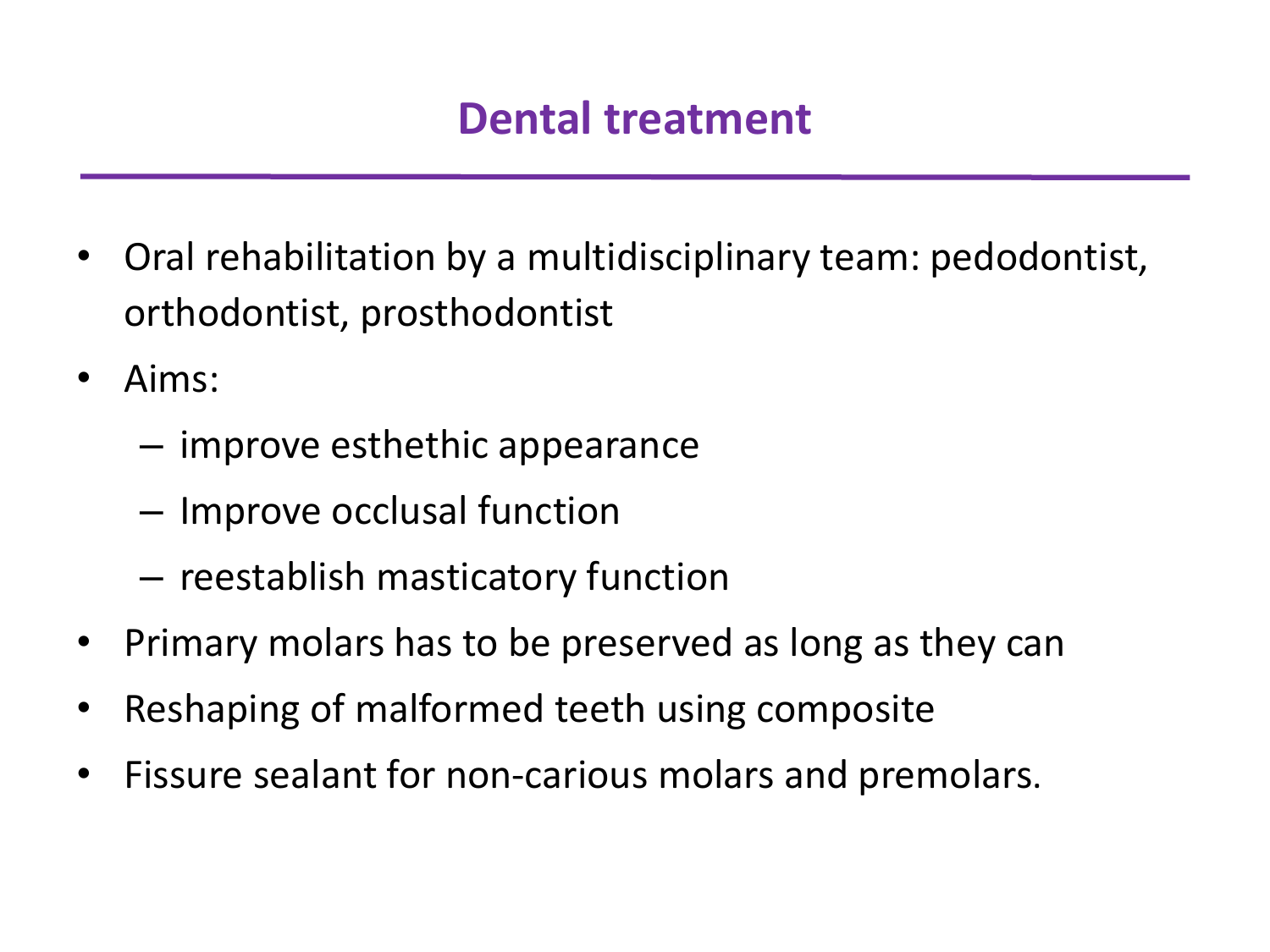# Dental treatment

- Oral rehabilitation by a multidisciplinary team: pedodontist, orthodontist, prosthodontist
- Aims:
  - improve esthethic appearance
  - Improve occlusal function
  - reestablish masticatory function
- Primary molars has to be preserved as long as they can
- Reshaping of malformed teeth using composite
- Fissure sealant for non-carious molars and premolars.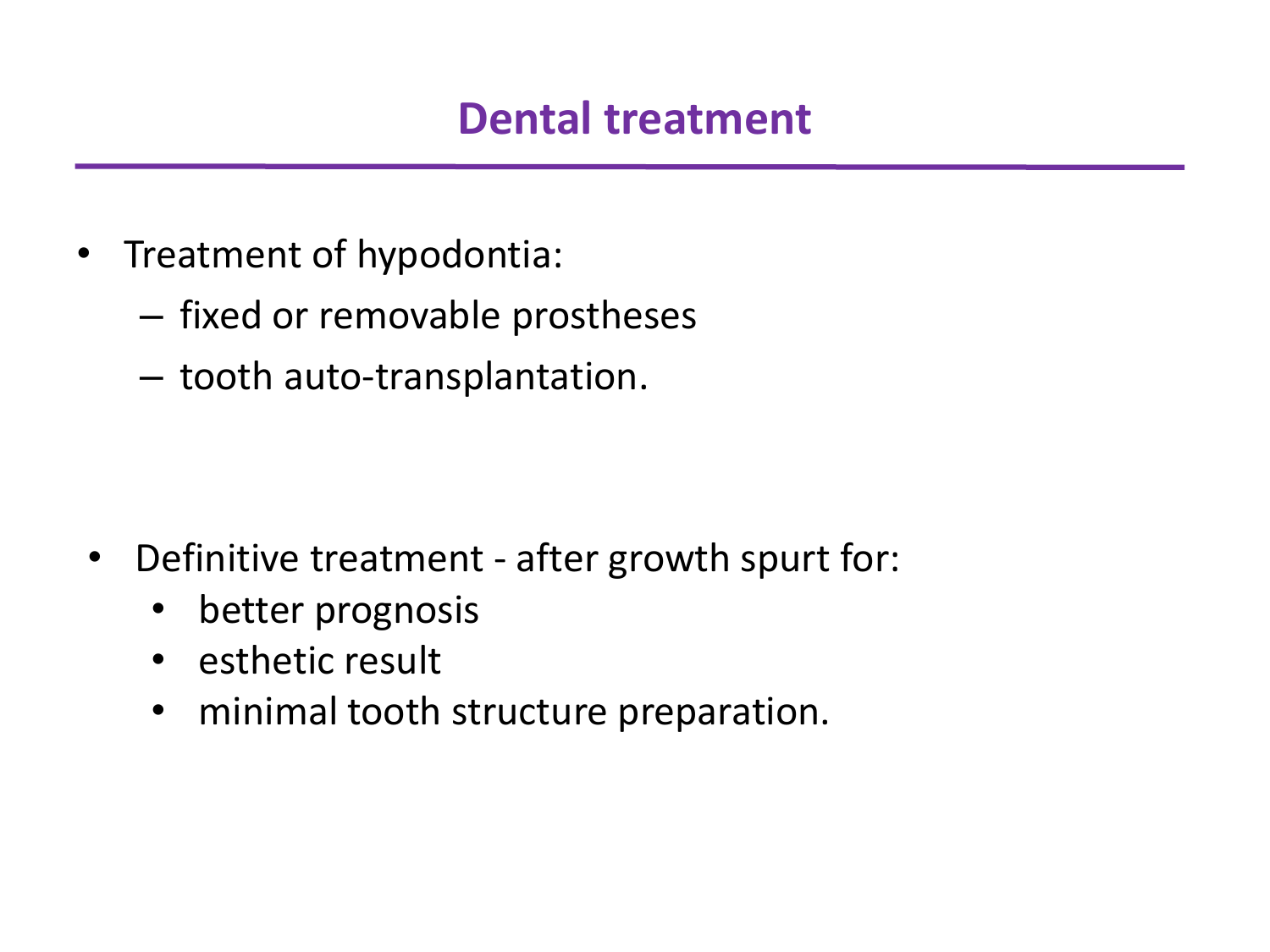# Dental treatment

- Treatment of hypodontia:
  - fixed or removable prostheses
  - tooth auto-transplantation.

- Definitive treatment - after growth spurt for:
  - better prognosis
  - esthetic result
  - minimal tooth structure preparation.